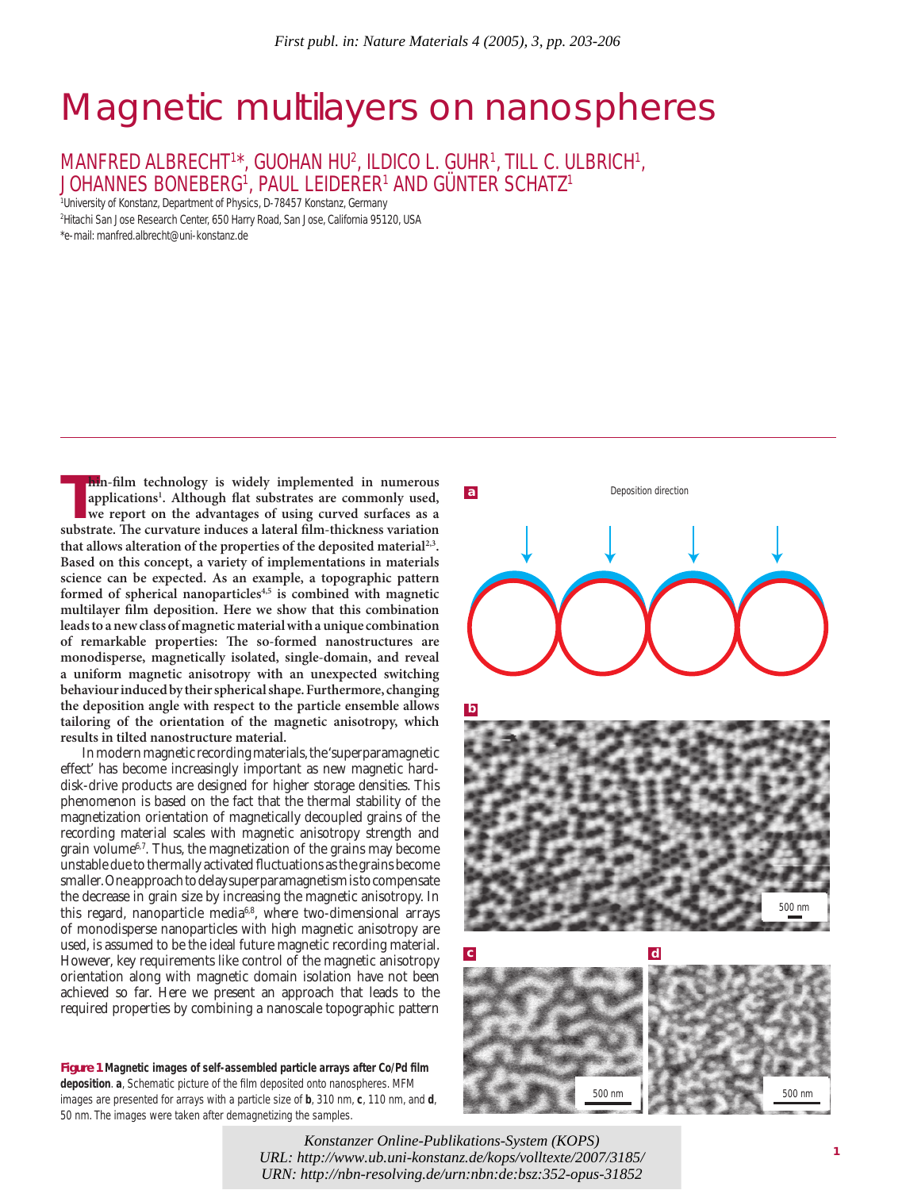First publ. in: Nature Materials 4 (2005), 3, pp. 203-206

# Magnetic multilayers on nanospheres

MANFRED ALBRECHT[1]*, GUOHAN HU[2], ILDICO L. GUHR[1], TILL C. ULBRICH[1], JOHANNES BONEBERG[1], PAUL LEIDERER[1] AND GÜNTER SCHATZ[1]

[1]University of Konstanz, Department of Physics, D-78457 Konstanz, Germany

[2]Hitachi San Jose Research Center, 650 Harry Road, San Jose, California 95120, USA

*e-mail: manfred.albrecht@uni-konstanz.de

**Thin-film technology is widely implemented in numerous applications[1]. Although flat substrates are commonly used, we report on the advantages of using curved surfaces as a substrate. The curvature induces a lateral film-thickness variation that allows alteration of the properties of the deposited material[2,3]. Based on this concept, a variety of implementations in materials science can be expected. As an example, a topographic pattern formed of spherical nanoparticles[4,5] is combined with magnetic multilayer film deposition. Here we show that this combination leads to a new class of magnetic material with a unique combination of remarkable properties: The so-formed nanostructures are monodisperse, magnetically isolated, single-domain, and reveal a uniform magnetic anisotropy with an unexpected switching behaviour induced by their spherical shape. Furthermore, changing the deposition angle with respect to the particle ensemble allows tailoring of the orientation of the magnetic anisotropy, which results in tilted nanostructure material.**

In modern magnetic recording materials, the 'superparamagnetic effect' has become increasingly important as new magnetic hard-disk-drive products are designed for higher storage densities. This phenomenon is based on the fact that the thermal stability of the magnetization orientation of magnetically decoupled grains of the recording material scales with magnetic anisotropy strength and grain volume[6,7]. Thus, the magnetization of the grains may become unstable due to thermally activated fluctuations as the grains become smaller. One approach to delay superparamagnetism is to compensate the decrease in grain size by increasing the magnetic anisotropy. In this regard, nanoparticle media[6,8], where two-dimensional arrays of monodisperse nanoparticles with high magnetic anisotropy are used, is assumed to be the ideal future magnetic recording material. However, key requirements like control of the magnetic anisotropy orientation along with magnetic domain isolation have not been achieved so far. Here we present an approach that leads to the required properties by combining a nanoscale topographic pattern

**Figure 1 Magnetic images of self-assembled particle arrays after Co/Pd film deposition**. **a**, Schematic picture of the film deposited onto nanospheres. MFM images are presented for arrays with a particle size of **b**, 310 nm, **c**, 110 nm, and **d**, 50 nm. The images were taken after demagnetizing the samples.

Konstanzer Online-Publikations-System (KOPS)
URL: http://www.ub.uni-konstanz.de/kops/volltexte/2007/3185/
URN: http://nbn-resolving.de/urn:nbn:de:bsz:352-opus-31852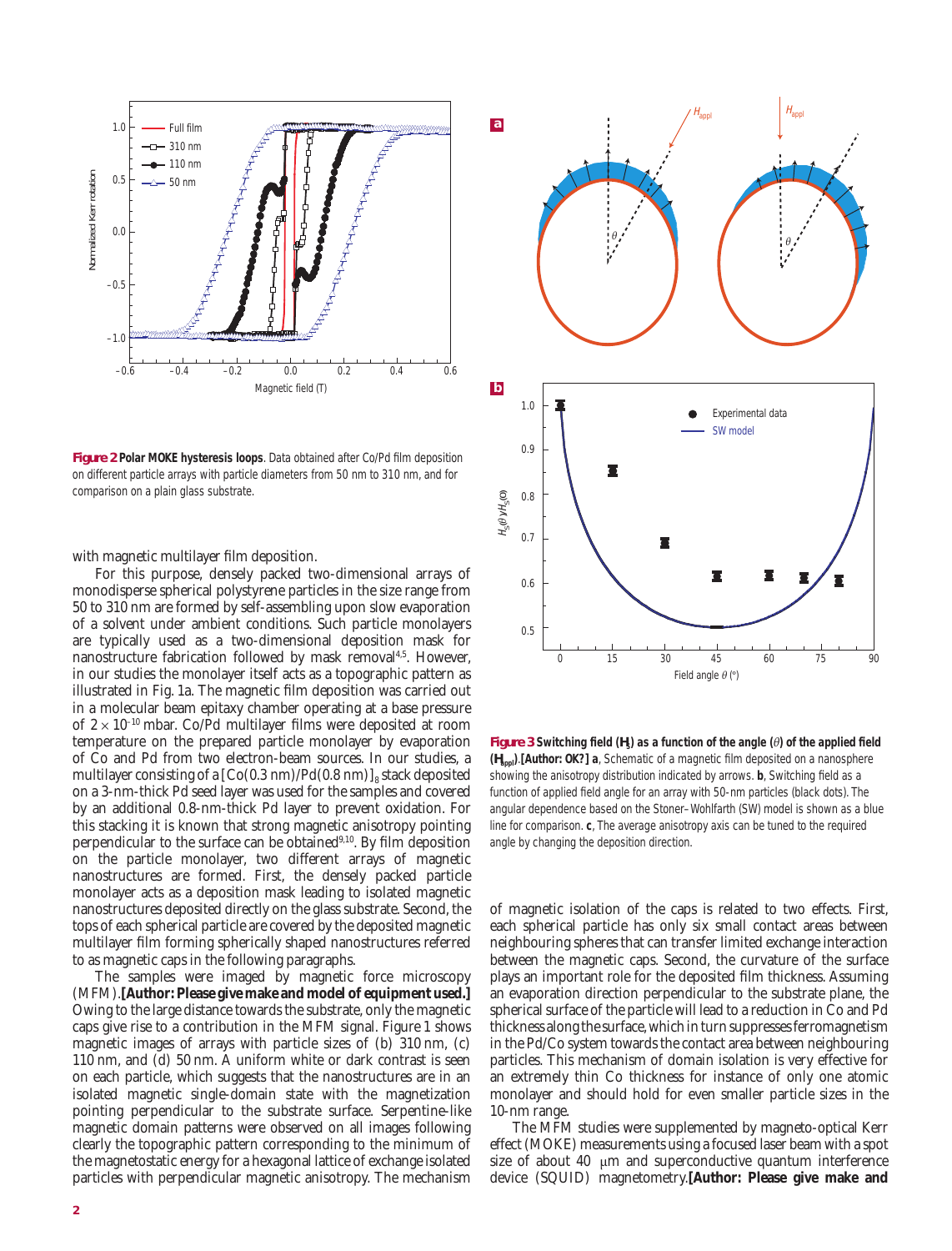**Figure 2 Polar MOKE hysteresis loops**. Data obtained after Co/Pd film deposition on different particle arrays with particle diameters from 50 nm to 310 nm, and for comparison on a plain glass substrate.

**Figure 3 Switching field ($H_s$) as a function of the angle ($\theta$) of the applied field ($H_{appl}$).** **[Author: OK?] a**, Schematic of a magnetic film deposited on a nanosphere showing the anisotropy distribution indicated by arrows. **b**, Switching field as a function of applied field angle for an array with 50-nm particles (black dots). The angular dependence based on the Stoner–Wohlfarth (SW) model is shown as a blue line for comparison. **c**, The average anisotropy axis can be tuned to the required angle by changing the deposition direction.

with magnetic multilayer film deposition.

For this purpose, densely packed two-dimensional arrays of monodisperse spherical polystyrene particles in the size range from 50 to 310 nm are formed by self-assembling upon slow evaporation of a solvent under ambient conditions. Such particle monolayers are typically used as a two-dimensional deposition mask for nanostructure fabrication followed by mask removal[4,5]. However, in our studies the monolayer itself acts as a topographic pattern as illustrated in Fig. 1a. The magnetic film deposition was carried out in a molecular beam epitaxy chamber operating at a base pressure of $2 \times 10^{-10}$ mbar. Co/Pd multilayer films were deposited at room temperature on the prepared particle monolayer by evaporation of Co and Pd from two electron-beam sources. In our studies, a multilayer consisting of a $[\mathrm{Co}(0.3\ \mathrm{nm})/\mathrm{Pd}(0.8\ \mathrm{nm})]_8$ stack deposited on a 3-nm-thick Pd seed layer was used for the samples and covered by an additional 0.8-nm-thick Pd layer to prevent oxidation. For this stacking it is known that strong magnetic anisotropy pointing perpendicular to the surface can be obtained[9,10]. By film deposition on the particle monolayer, two different arrays of magnetic nanostructures are formed. First, the densely packed particle monolayer acts as a deposition mask leading to isolated magnetic nanostructures deposited directly on the glass substrate. Second, the tops of each spherical particle are covered by the deposited magnetic multilayer film forming spherically shaped nanostructures referred to as magnetic caps in the following paragraphs.

The samples were imaged by magnetic force microscopy (MFM). **[Author: Please give make and model of equipment used.]** Owing to the large distance towards the substrate, only the magnetic caps give rise to a contribution in the MFM signal. Figure 1 shows magnetic images of arrays with particle sizes of (b) 310 nm, (c) 110 nm, and (d) 50 nm. A uniform white or dark contrast is seen on each particle, which suggests that the nanostructures are in an isolated magnetic single-domain state with the magnetization pointing perpendicular to the substrate surface. Serpentine-like magnetic domain patterns were observed on all images following clearly the topographic pattern corresponding to the minimum of the magnetostatic energy for a hexagonal lattice of exchange isolated particles with perpendicular magnetic anisotropy. The mechanism of magnetic isolation of the caps is related to two effects. First, each spherical particle has only six small contact areas between neighbouring spheres that can transfer limited exchange interaction between the magnetic caps. Second, the curvature of the surface plays an important role for the deposited film thickness. Assuming an evaporation direction perpendicular to the substrate plane, the spherical surface of the particle will lead to a reduction in Co and Pd thickness along the surface, which in turn suppresses ferromagnetism in the Pd/Co system towards the contact area between neighbouring particles. This mechanism of domain isolation is very effective for an extremely thin Co thickness for instance of only one atomic monolayer and should hold for even smaller particle sizes in the 10-nm range.

The MFM studies were supplemented by magneto-optical Kerr effect (MOKE) measurements using a focused laser beam with a spot size of about 40 μm and superconductive quantum interference device (SQUID) magnetometry. **[Author: Please give make and**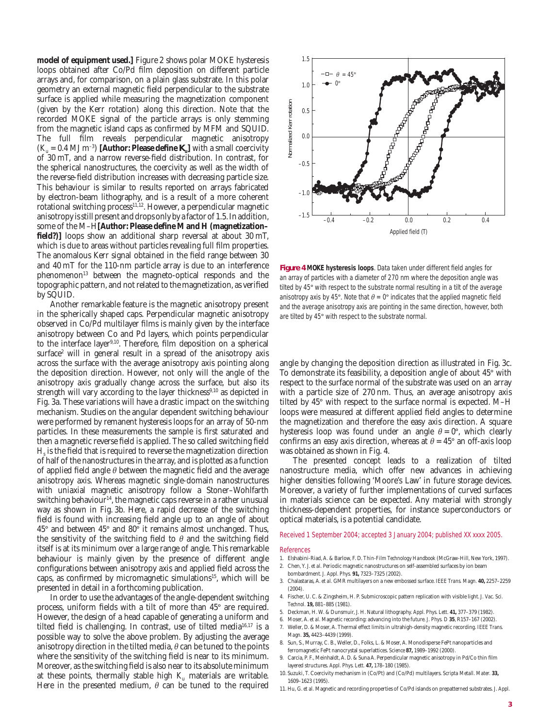**model of equipment used.]** Figure 2 shows polar MOKE hysteresis loops obtained after Co/Pd film deposition on different particle arrays and, for comparison, on a plain glass substrate. In this polar geometry an external magnetic field perpendicular to the substrate surface is applied while measuring the magnetization component (given by the Kerr rotation) along this direction. Note that the recorded MOKE signal of the particle arrays is only stemming from the magnetic island caps as confirmed by MFM and SQUID. The full film reveals perpendicular magnetic anisotropy ($K_u$ = 0.4 MJ m$^{-3}$) **[Author: Please define $K_u$]** with a small coercivity of 30 mT, and a narrow reverse-field distribution. In contrast, for the spherical nanostructures, the coercivity as well as the width of the reverse-field distribution increases with decreasing particle size. This behaviour is similar to results reported on arrays fabricated by electron-beam lithography, and is a result of a more coherent rotational switching process[11,12]. However, a perpendicular magnetic anisotropy is still present and drops only by a factor of 1.5. In addition, some of the M–H **[Author: Please define M and H (magnetization–field?)]** loops show an additional sharp reversal at about 30 mT, which is due to areas without particles revealing full film properties. The anomalous Kerr signal obtained in the field range between 30 and 40 mT for the 110-nm particle array is due to an interference phenomenon[13] between the magneto-optical responds and the topographic pattern, and not related to the magnetization, as verified by SQUID.

Another remarkable feature is the magnetic anisotropy present in the spherically shaped caps. Perpendicular magnetic anisotropy observed in Co/Pd multilayer films is mainly given by the interface anisotropy between Co and Pd layers, which points perpendicular to the interface layer[9,10]. Therefore, film deposition on a spherical surface[2] will in general result in a spread of the anisotropy axis across the surface with the average anisotropy axis pointing along the deposition direction. However, not only will the angle of the anisotropy axis gradually change across the surface, but also its strength will vary according to the layer thickness[9,10] as depicted in Fig. 3a. These variations will have a drastic impact on the switching mechanism. Studies on the angular dependent switching behaviour were performed by remanent hysteresis loops for an array of 50-nm particles. In these measurements the sample is first saturated and then a magnetic reverse field is applied. The so called switching field $H_s$ is the field that is required to reverse the magnetization direction of half of the nanostructures in the array, and is plotted as a function of applied field angle $\theta$ between the magnetic field and the average anisotropy axis. Whereas magnetic single-domain nanostructures with uniaxial magnetic anisotropy follow a Stoner–Wohlfarth switching behaviour[14], the magnetic caps reverse in a rather unusual way as shown in Fig. 3b. Here, a rapid decrease of the switching field is found with increasing field angle up to an angle of about 45° and between 45° and 80° it remains almost unchanged. Thus, the sensitivity of the switching field to $\theta$ and the switching field itself is at its minimum over a large range of angle. This remarkable behaviour is mainly given by the presence of different angle configurations between anisotropy axis and applied field across the caps, as confirmed by micromagnetic simulations[15], which will be presented in detail in a forthcoming publication.

In order to use the advantages of the angle-dependent switching process, uniform fields with a tilt of more than 45° are required. However, the design of a head capable of generating a uniform and tilted field is challenging. In contrast, use of tilted media[16,17] is a possible way to solve the above problem. By adjusting the average anisotropy direction in the tilted media, $\theta$ can be tuned to the points where the sensitivity of the switching field is near to its minimum. Moreover, as the switching field is also near to its absolute minimum at these points, thermally stable high $K_u$ materials are writable. Here in the presented medium, $\theta$ can be tuned to the required angle by changing the deposition direction as illustrated in Fig. 3c. To demonstrate its feasibility, a deposition angle of about 45° with respect to the surface normal of the substrate was used on an array with a particle size of 270 nm. Thus, an average anisotropy axis tilted by 45° with respect to the surface normal is expected. M–H loops were measured at different applied field angles to determine the magnetization and therefore the easy axis direction. A square hysteresis loop was found under an angle $\theta = 0°$, which clearly confirms an easy axis direction, whereas at $\theta = 45°$ an off-axis loop was obtained as shown in Fig. 4.

**Figure 4 MOKE hysteresis loops**. Data taken under different field angles for an array of particles with a diameter of 270 nm where the deposition angle was tilted by 45° with respect to the substrate normal resulting in a tilt of the average anisotropy axis by 45°. Note that $\theta = 0°$ indicates that the applied magnetic field and the average anisotropy axis are pointing in the same direction, however, both are tilted by 45° with respect to the substrate normal.

The presented concept leads to a realization of tilted nanostructure media, which offer new advances in achieving higher densities following 'Moore's Law' in future storage devices. Moreover, a variety of further implementations of curved surfaces in materials science can be expected. Any material with strongly thickness-dependent properties, for instance superconductors or optical materials, is a potential candidate.

Received 1 September 2004; accepted 3 January 2004; published XX xxxx 2005.

## References

1. Elshabini-Riad, A. & Barlow, F. D. *Thin-Film Technology Handbook* (McGraw-Hill, New York, 1997).
2. Chen, Y. J. *et al.* Periodic magnetic nanostructures on self-assembled surfaces by ion beam bombardment. *J. Appl. Phys.* **91,** 7323–7325 (2002).
3. Chalastaras, A. *et al.* GMR multilayers on a new embossed surface. *IEEE Trans. Magn.* **40,** 2257–2259 (2004).
4. Fischer, U. C. & Zingsheim, H. P. Submicroscopic pattern replication with visible light. *J. Vac. Sci. Technol.* **19,** 881–885 (1981).
5. Deckman, H. W. & Dunsmuir, J. H. Natural lithography. *Appl. Phys. Lett.* **41,** 377–379 (1982).
6. Moser, A. *et al.* Magnetic recording: advancing into the future. *J. Phys. D* **35**, R157–167 (2002).
7. Weller, D. & Moser, A. Thermal effect limits in ultrahigh-density magnetic recording. *IEEE Trans. Magn.* **35,** 4423–4439 (1999).
8. Sun, S., Murray, C. B., Weller, D., Folks, L. & Moser, A. Monodisperse FePt nanoparticles and ferromagnetic FePt nanocrystal superlattices. *Science* **87,** 1989–1992 (2000).
9. Carcia, P. F., Meinhaldt, A. D. & Suna A. Perpendicular magnetic anisotropy in Pd/Co thin film layered structures. *Appl. Phys. Lett.* **47,** 178–180 (1985).
10. Suzuki, T. Coercivity mechanism in (Co/Pt) and (Co/Pd) multilayers. *Scripta Metall. Mater.* **33,** 1609–1623 (1995).
11. Hu, G. *et al.* Magnetic and recording properties of Co/Pd islands on prepatterned substrates. *J. Appl.*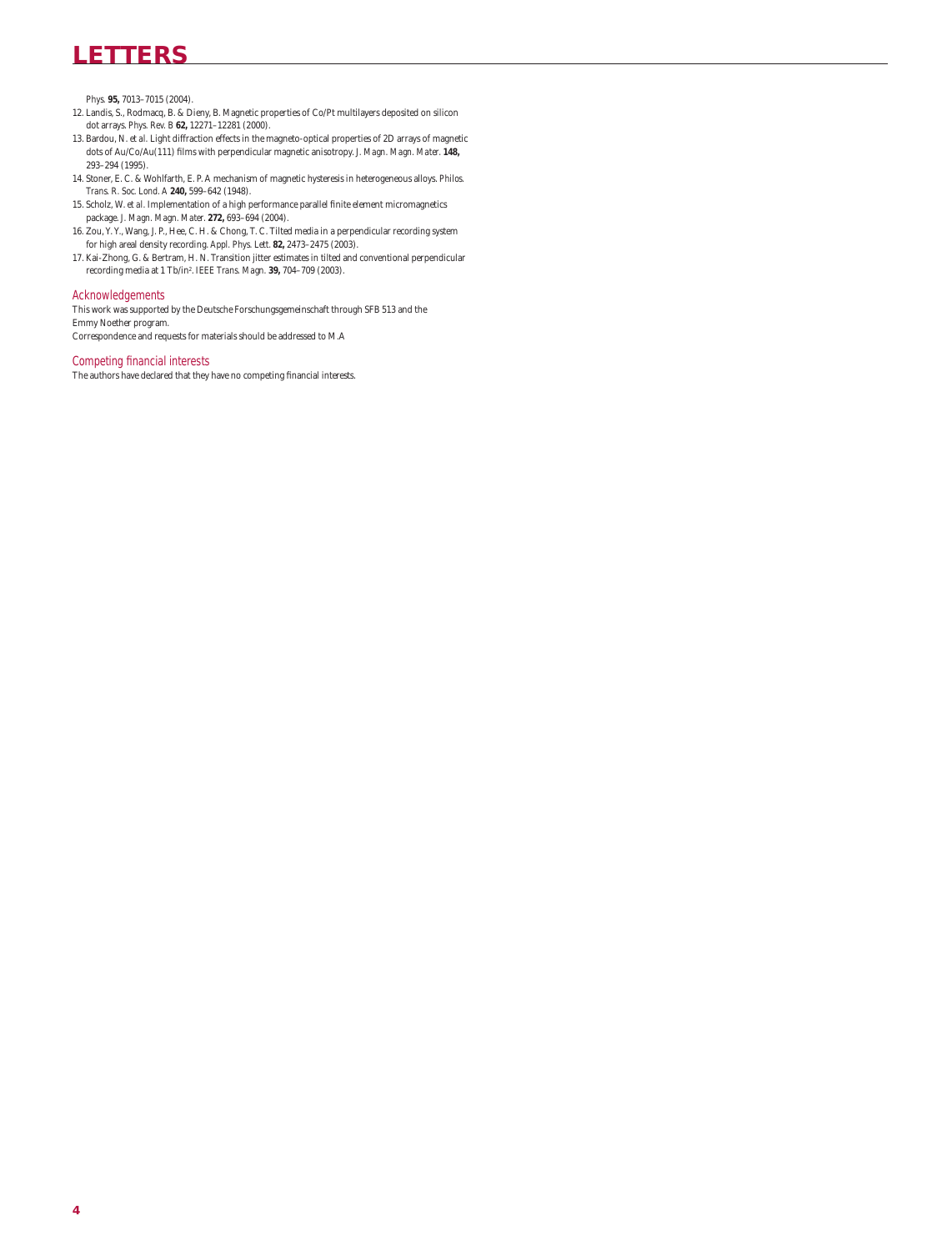Phys. **95,** 7013–7015 (2004).

12. Landis, S., Rodmacq, B. & Dieny, B. Magnetic properties of Co/Pt multilayers deposited on silicon dot arrays. *Phys. Rev. B* **62,** 12271–12281 (2000).
13. Bardou, N. *et al.* Light diffraction effects in the magneto-optical properties of 2D arrays of magnetic dots of Au/Co/Au(111) films with perpendicular magnetic anisotropy. *J. Magn. Magn. Mater.* **148,** 293–294 (1995).
14. Stoner, E. C. & Wohlfarth, E. P. A mechanism of magnetic hysteresis in heterogeneous alloys. *Philos. Trans. R. Soc. Lond. A* **240,** 599–642 (1948).
15. Scholz, W. *et al.* Implementation of a high performance parallel finite element micromagnetics package. *J. Magn. Magn. Mater.* **272,** 693–694 (2004).
16. Zou, Y. Y., Wang, J. P., Hee, C. H. & Chong, T. C. Tilted media in a perpendicular recording system for high areal density recording. *Appl. Phys. Lett.* **82,** 2473–2475 (2003).
17. Kai-Zhong, G. & Bertram, H. N. Transition jitter estimates in tilted and conventional perpendicular recording media at 1 Tb/in². *IEEE Trans. Magn.* **39,** 704–709 (2003).

## Acknowledgements

This work was supported by the Deutsche Forschungsgemeinschaft through SFB 513 and the Emmy Noether program.

Correspondence and requests for materials should be addressed to M.A

## Competing financial interests

The authors have declared that they have no competing financial interests.